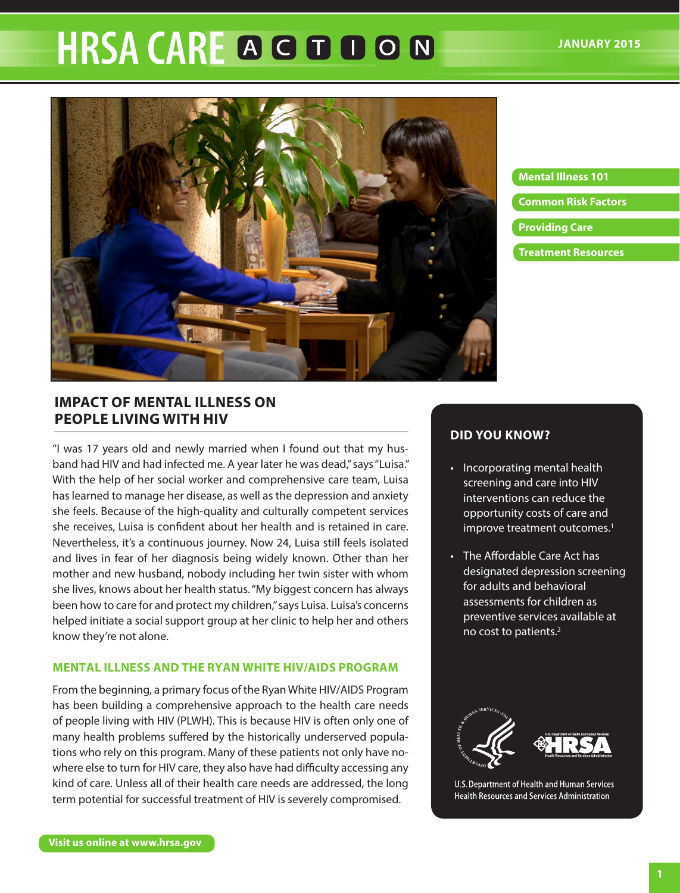# HRSA CARE ACTION

JANUARY 2015

- Mental Illness 101
- Common Risk Factors
- Providing Care
- Treatment Resources

## IMPACT OF MENTAL ILLNESS ON PEOPLE LIVING WITH HIV

"I was 17 years old and newly married when I found out that my husband had HIV and had infected me. A year later he was dead," says "Luisa." With the help of her social worker and comprehensive care team, Luisa has learned to manage her disease, as well as the depression and anxiety she feels. Because of the high-quality and culturally competent services she receives, Luisa is confident about her health and is retained in care. Nevertheless, it's a continuous journey. Now 24, Luisa still feels isolated and lives in fear of her diagnosis being widely known. Other than her mother and new husband, nobody including her twin sister with whom she lives, knows about her health status. "My biggest concern has always been how to care for and protect my children," says Luisa. Luisa's concerns helped initiate a social support group at her clinic to help her and others know they're not alone.

### MENTAL ILLNESS AND THE RYAN WHITE HIV/AIDS PROGRAM

From the beginning, a primary focus of the Ryan White HIV/AIDS Program has been building a comprehensive approach to the health care needs of people living with HIV (PLWH). This is because HIV is often only one of many health problems suffered by the historically underserved populations who rely on this program. Many of these patients not only have nowhere else to turn for HIV care, they also have had difficulty accessing any kind of care. Unless all of their health care needs are addressed, the long term potential for successful treatment of HIV is severely compromised.

### DID YOU KNOW?

- Incorporating mental health screening and care into HIV interventions can reduce the opportunity costs of care and improve treatment outcomes.[1]
- The Affordable Care Act has designated depression screening for adults and behavioral assessments for children as preventive services available at no cost to patients.[2]

U.S. Department of Health and Human Services
Health Resources and Services Administration

Visit us online at www.hrsa.gov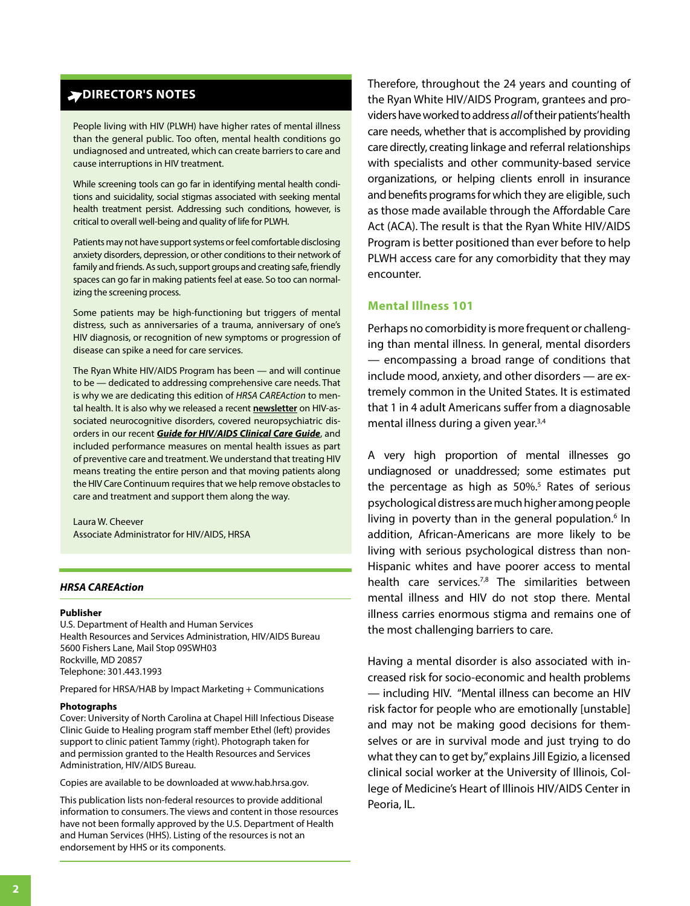## DIRECTOR'S NOTES

People living with HIV (PLWH) have higher rates of mental illness than the general public. Too often, mental health conditions go undiagnosed and untreated, which can create barriers to care and cause interruptions in HIV treatment.

While screening tools can go far in identifying mental health conditions and suicidality, social stigmas associated with seeking mental health treatment persist. Addressing such conditions, however, is critical to overall well-being and quality of life for PLWH.

Patients may not have support systems or feel comfortable disclosing anxiety disorders, depression, or other conditions to their network of family and friends. As such, support groups and creating safe, friendly spaces can go far in making patients feel at ease. So too can normalizing the screening process.

Some patients may be high-functioning but triggers of mental distress, such as anniversaries of a trauma, anniversary of one's HIV diagnosis, or recognition of new symptoms or progression of disease can spike a need for care services.

The Ryan White HIV/AIDS Program has been — and will continue to be — dedicated to addressing comprehensive care needs. That is why we are dedicating this edition of *HRSA CAREAction* to mental health. It is also why we released a recent **newsletter** on HIV-associated neurocognitive disorders, covered neuropsychiatric disorders in our recent ***Guide for HIV/AIDS Clinical Care Guide***, and included performance measures on mental health issues as part of preventive care and treatment. We understand that treating HIV means treating the entire person and that moving patients along the HIV Care Continuum requires that we help remove obstacles to care and treatment and support them along the way.

Laura W. Cheever
Associate Administrator for HIV/AIDS, HRSA

---

***HRSA CAREAction***

**Publisher**
U.S. Department of Health and Human Services
Health Resources and Services Administration, HIV/AIDS Bureau
5600 Fishers Lane, Mail Stop 09SWH03
Rockville, MD 20857
Telephone: 301.443.1993

Prepared for HRSA/HAB by Impact Marketing + Communications

**Photographs**
Cover: University of North Carolina at Chapel Hill Infectious Disease Clinic Guide to Healing program staff member Ethel (left) provides support to clinic patient Tammy (right). Photograph taken for and permission granted to the Health Resources and Services Administration, HIV/AIDS Bureau.

Copies are available to be downloaded at www.hab.hrsa.gov.

This publication lists non-federal resources to provide additional information to consumers. The views and content in those resources have not been formally approved by the U.S. Department of Health and Human Services (HHS). Listing of the resources is not an endorsement by HHS or its components.

---

Therefore, throughout the 24 years and counting of the Ryan White HIV/AIDS Program, grantees and providers have worked to address *all* of their patients' health care needs, whether that is accomplished by providing care directly, creating linkage and referral relationships with specialists and other community-based service organizations, or helping clients enroll in insurance and benefits programs for which they are eligible, such as those made available through the Affordable Care Act (ACA). The result is that the Ryan White HIV/AIDS Program is better positioned than ever before to help PLWH access care for any comorbidity that they may encounter.

### Mental Illness 101

Perhaps no comorbidity is more frequent or challenging than mental illness. In general, mental disorders — encompassing a broad range of conditions that include mood, anxiety, and other disorders — are extremely common in the United States. It is estimated that 1 in 4 adult Americans suffer from a diagnosable mental illness during a given year.[3,4]

A very high proportion of mental illnesses go undiagnosed or unaddressed; some estimates put the percentage as high as 50%.[5] Rates of serious psychological distress are much higher among people living in poverty than in the general population.[6] In addition, African-Americans are more likely to be living with serious psychological distress than non-Hispanic whites and have poorer access to mental health care services.[7,8] The similarities between mental illness and HIV do not stop there. Mental illness carries enormous stigma and remains one of the most challenging barriers to care.

Having a mental disorder is also associated with increased risk for socio-economic and health problems — including HIV. "Mental illness can become an HIV risk factor for people who are emotionally [unstable] and may not be making good decisions for themselves or are in survival mode and just trying to do what they can to get by," explains Jill Egizio, a licensed clinical social worker at the University of Illinois, College of Medicine's Heart of Illinois HIV/AIDS Center in Peoria, IL.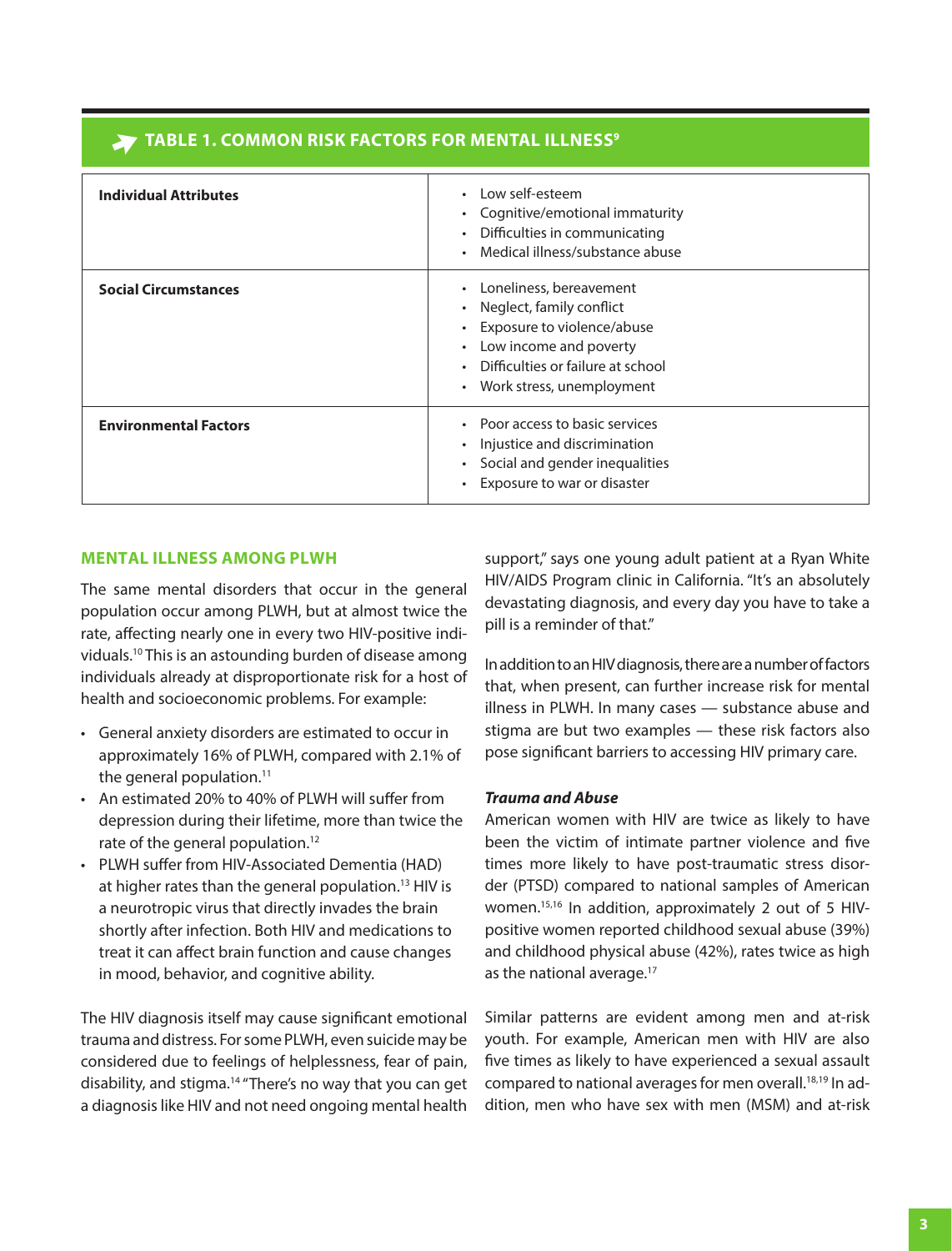### TABLE 1. COMMON RISK FACTORS FOR MENTAL ILLNESS[9]

| | |
|---|---|
| **Individual Attributes** | • Low self-esteem<br>• Cognitive/emotional immaturity<br>• Difficulties in communicating<br>• Medical illness/substance abuse |
| **Social Circumstances** | • Loneliness, bereavement<br>• Neglect, family conflict<br>• Exposure to violence/abuse<br>• Low income and poverty<br>• Difficulties or failure at school<br>• Work stress, unemployment |
| **Environmental Factors** | • Poor access to basic services<br>• Injustice and discrimination<br>• Social and gender inequalities<br>• Exposure to war or disaster |

## MENTAL ILLNESS AMONG PLWH

The same mental disorders that occur in the general population occur among PLWH, but at almost twice the rate, affecting nearly one in every two HIV-positive individuals.[10] This is an astounding burden of disease among individuals already at disproportionate risk for a host of health and socioeconomic problems. For example:

- General anxiety disorders are estimated to occur in approximately 16% of PLWH, compared with 2.1% of the general population.[11]
- An estimated 20% to 40% of PLWH will suffer from depression during their lifetime, more than twice the rate of the general population.[12]
- PLWH suffer from HIV-Associated Dementia (HAD) at higher rates than the general population.[13] HIV is a neurotropic virus that directly invades the brain shortly after infection. Both HIV and medications to treat it can affect brain function and cause changes in mood, behavior, and cognitive ability.

The HIV diagnosis itself may cause significant emotional trauma and distress. For some PLWH, even suicide may be considered due to feelings of helplessness, fear of pain, disability, and stigma.[14] "There's no way that you can get a diagnosis like HIV and not need ongoing mental health support," says one young adult patient at a Ryan White HIV/AIDS Program clinic in California. "It's an absolutely devastating diagnosis, and every day you have to take a pill is a reminder of that."

In addition to an HIV diagnosis, there are a number of factors that, when present, can further increase risk for mental illness in PLWH. In many cases — substance abuse and stigma are but two examples — these risk factors also pose significant barriers to accessing HIV primary care.

### *Trauma and Abuse*

American women with HIV are twice as likely to have been the victim of intimate partner violence and five times more likely to have post-traumatic stress disorder (PTSD) compared to national samples of American women.[15,16] In addition, approximately 2 out of 5 HIV-positive women reported childhood sexual abuse (39%) and childhood physical abuse (42%), rates twice as high as the national average.[17]

Similar patterns are evident among men and at-risk youth. For example, American men with HIV are also five times as likely to have experienced a sexual assault compared to national averages for men overall.[18,19] In addition, men who have sex with men (MSM) and at-risk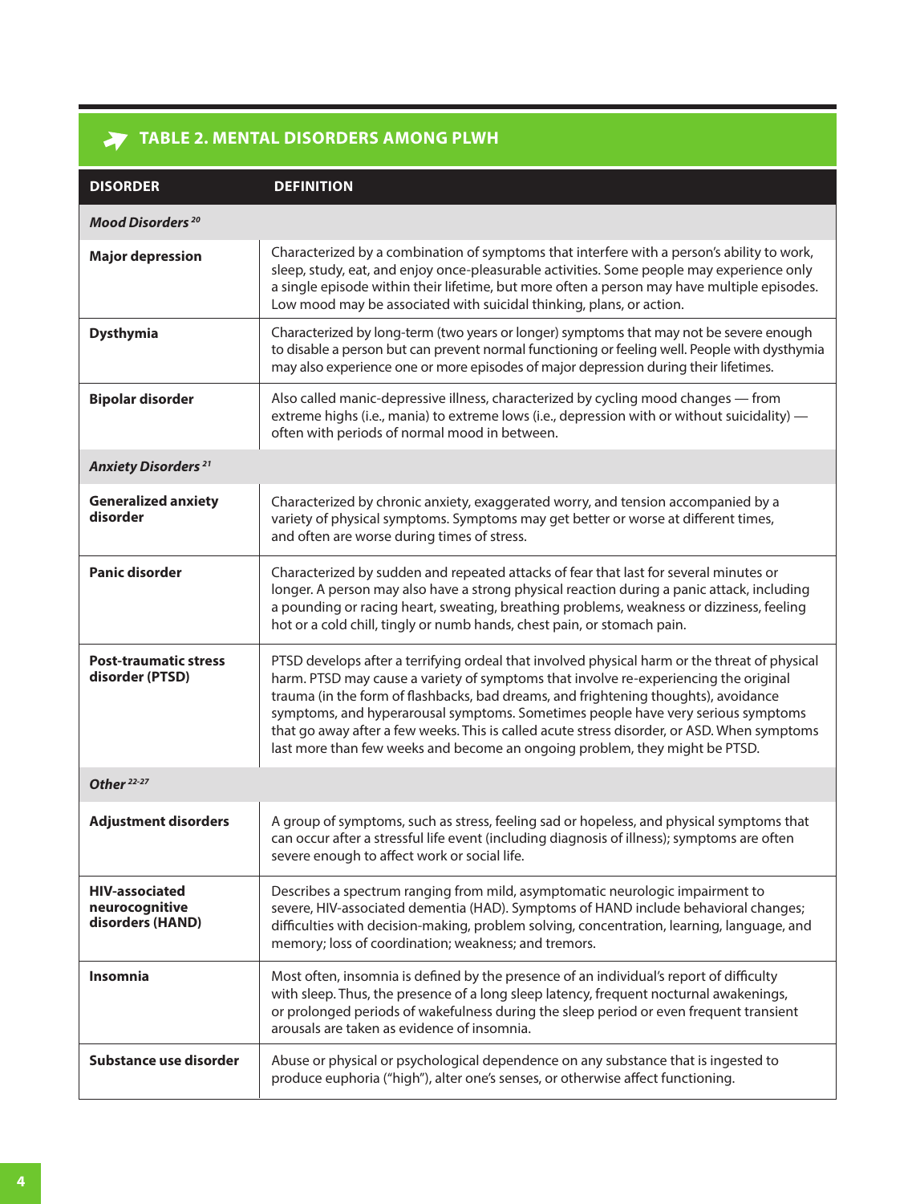## TABLE 2. MENTAL DISORDERS AMONG PLWH

| DISORDER | DEFINITION |
|---|---|
| ***Mood Disorders*** [20] | |
| **Major depression** | Characterized by a combination of symptoms that interfere with a person's ability to work, sleep, study, eat, and enjoy once-pleasurable activities. Some people may experience only a single episode within their lifetime, but more often a person may have multiple episodes. Low mood may be associated with suicidal thinking, plans, or action. |
| **Dysthymia** | Characterized by long-term (two years or longer) symptoms that may not be severe enough to disable a person but can prevent normal functioning or feeling well. People with dysthymia may also experience one or more episodes of major depression during their lifetimes. |
| **Bipolar disorder** | Also called manic-depressive illness, characterized by cycling mood changes — from extreme highs (i.e., mania) to extreme lows (i.e., depression with or without suicidality) — often with periods of normal mood in between. |
| ***Anxiety Disorders*** [21] | |
| **Generalized anxiety disorder** | Characterized by chronic anxiety, exaggerated worry, and tension accompanied by a variety of physical symptoms. Symptoms may get better or worse at different times, and often are worse during times of stress. |
| **Panic disorder** | Characterized by sudden and repeated attacks of fear that last for several minutes or longer. A person may also have a strong physical reaction during a panic attack, including a pounding or racing heart, sweating, breathing problems, weakness or dizziness, feeling hot or a cold chill, tingly or numb hands, chest pain, or stomach pain. |
| **Post-traumatic stress disorder (PTSD)** | PTSD develops after a terrifying ordeal that involved physical harm or the threat of physical harm. PTSD may cause a variety of symptoms that involve re-experiencing the original trauma (in the form of flashbacks, bad dreams, and frightening thoughts), avoidance symptoms, and hyperarousal symptoms. Sometimes people have very serious symptoms that go away after a few weeks. This is called acute stress disorder, or ASD. When symptoms last more than few weeks and become an ongoing problem, they might be PTSD. |
| ***Other*** [22-27] | |
| **Adjustment disorders** | A group of symptoms, such as stress, feeling sad or hopeless, and physical symptoms that can occur after a stressful life event (including diagnosis of illness); symptoms are often severe enough to affect work or social life. |
| **HIV-associated neurocognitive disorders (HAND)** | Describes a spectrum ranging from mild, asymptomatic neurologic impairment to severe, HIV-associated dementia (HAD). Symptoms of HAND include behavioral changes; difficulties with decision-making, problem solving, concentration, learning, language, and memory; loss of coordination; weakness; and tremors. |
| **Insomnia** | Most often, insomnia is defined by the presence of an individual's report of difficulty with sleep. Thus, the presence of a long sleep latency, frequent nocturnal awakenings, or prolonged periods of wakefulness during the sleep period or even frequent transient arousals are taken as evidence of insomnia. |
| **Substance use disorder** | Abuse or physical or psychological dependence on any substance that is ingested to produce euphoria ("high"), alter one's senses, or otherwise affect functioning. |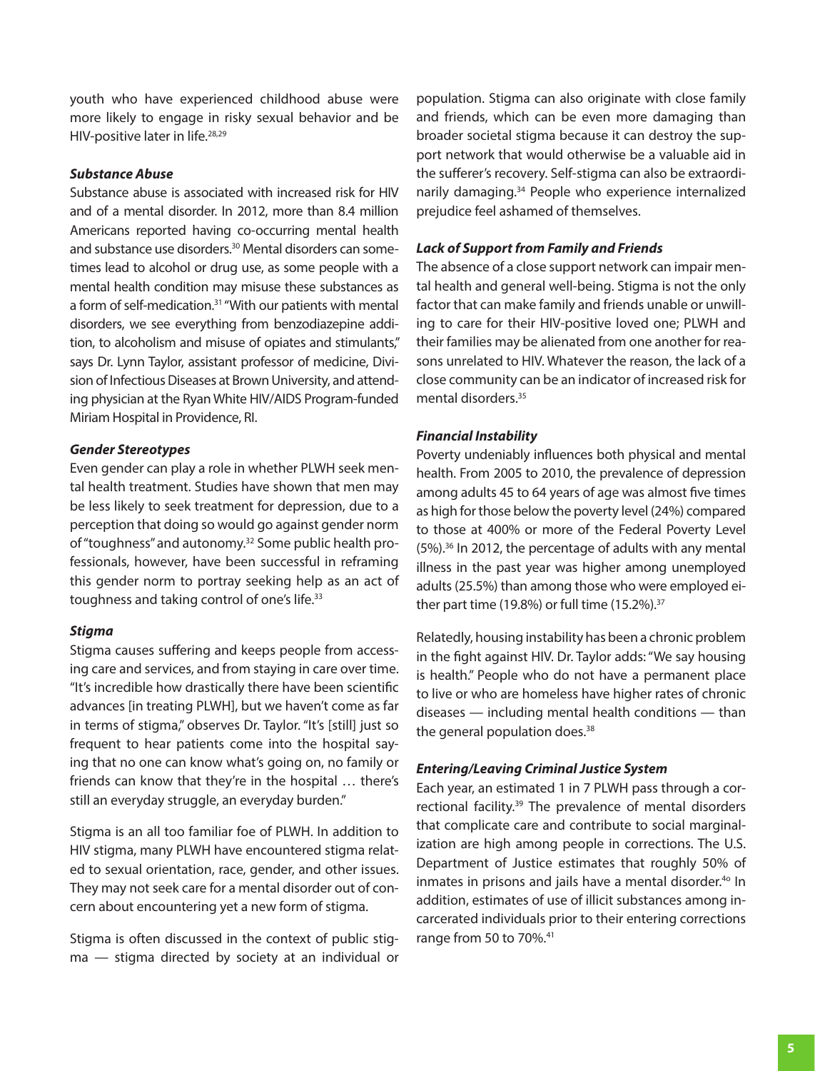youth who have experienced childhood abuse were more likely to engage in risky sexual behavior and be HIV-positive later in life.[28,29]

***Substance Abuse***

Substance abuse is associated with increased risk for HIV and of a mental disorder. In 2012, more than 8.4 million Americans reported having co-occurring mental health and substance use disorders.[30] Mental disorders can sometimes lead to alcohol or drug use, as some people with a mental health condition may misuse these substances as a form of self-medication.[31] "With our patients with mental disorders, we see everything from benzodiazepine addition, to alcoholism and misuse of opiates and stimulants," says Dr. Lynn Taylor, assistant professor of medicine, Division of Infectious Diseases at Brown University, and attending physician at the Ryan White HIV/AIDS Program-funded Miriam Hospital in Providence, RI.

***Gender Stereotypes***

Even gender can play a role in whether PLWH seek mental health treatment. Studies have shown that men may be less likely to seek treatment for depression, due to a perception that doing so would go against gender norm of "toughness" and autonomy.[32] Some public health professionals, however, have been successful in reframing this gender norm to portray seeking help as an act of toughness and taking control of one's life.[33]

***Stigma***

Stigma causes suffering and keeps people from accessing care and services, and from staying in care over time. "It's incredible how drastically there have been scientific advances [in treating PLWH], but we haven't come as far in terms of stigma," observes Dr. Taylor. "It's [still] just so frequent to hear patients come into the hospital saying that no one can know what's going on, no family or friends can know that they're in the hospital … there's still an everyday struggle, an everyday burden."

Stigma is an all too familiar foe of PLWH. In addition to HIV stigma, many PLWH have encountered stigma related to sexual orientation, race, gender, and other issues. They may not seek care for a mental disorder out of concern about encountering yet a new form of stigma.

Stigma is often discussed in the context of public stigma — stigma directed by society at an individual or population. Stigma can also originate with close family and friends, which can be even more damaging than broader societal stigma because it can destroy the support network that would otherwise be a valuable aid in the sufferer's recovery. Self-stigma can also be extraordinarily damaging.[34] People who experience internalized prejudice feel ashamed of themselves.

***Lack of Support from Family and Friends***

The absence of a close support network can impair mental health and general well-being. Stigma is not the only factor that can make family and friends unable or unwilling to care for their HIV-positive loved one; PLWH and their families may be alienated from one another for reasons unrelated to HIV. Whatever the reason, the lack of a close community can be an indicator of increased risk for mental disorders.[35]

***Financial Instability***

Poverty undeniably influences both physical and mental health. From 2005 to 2010, the prevalence of depression among adults 45 to 64 years of age was almost five times as high for those below the poverty level (24%) compared to those at 400% or more of the Federal Poverty Level (5%).[36] In 2012, the percentage of adults with any mental illness in the past year was higher among unemployed adults (25.5%) than among those who were employed either part time (19.8%) or full time (15.2%).[37]

Relatedly, housing instability has been a chronic problem in the fight against HIV. Dr. Taylor adds: "We say housing is health." People who do not have a permanent place to live or who are homeless have higher rates of chronic diseases — including mental health conditions — than the general population does.[38]

***Entering/Leaving Criminal Justice System***

Each year, an estimated 1 in 7 PLWH pass through a correctional facility.[39] The prevalence of mental disorders that complicate care and contribute to social marginalization are high among people in corrections. The U.S. Department of Justice estimates that roughly 50% of inmates in prisons and jails have a mental disorder.[40] In addition, estimates of use of illicit substances among incarcerated individuals prior to their entering corrections range from 50 to 70%.[41]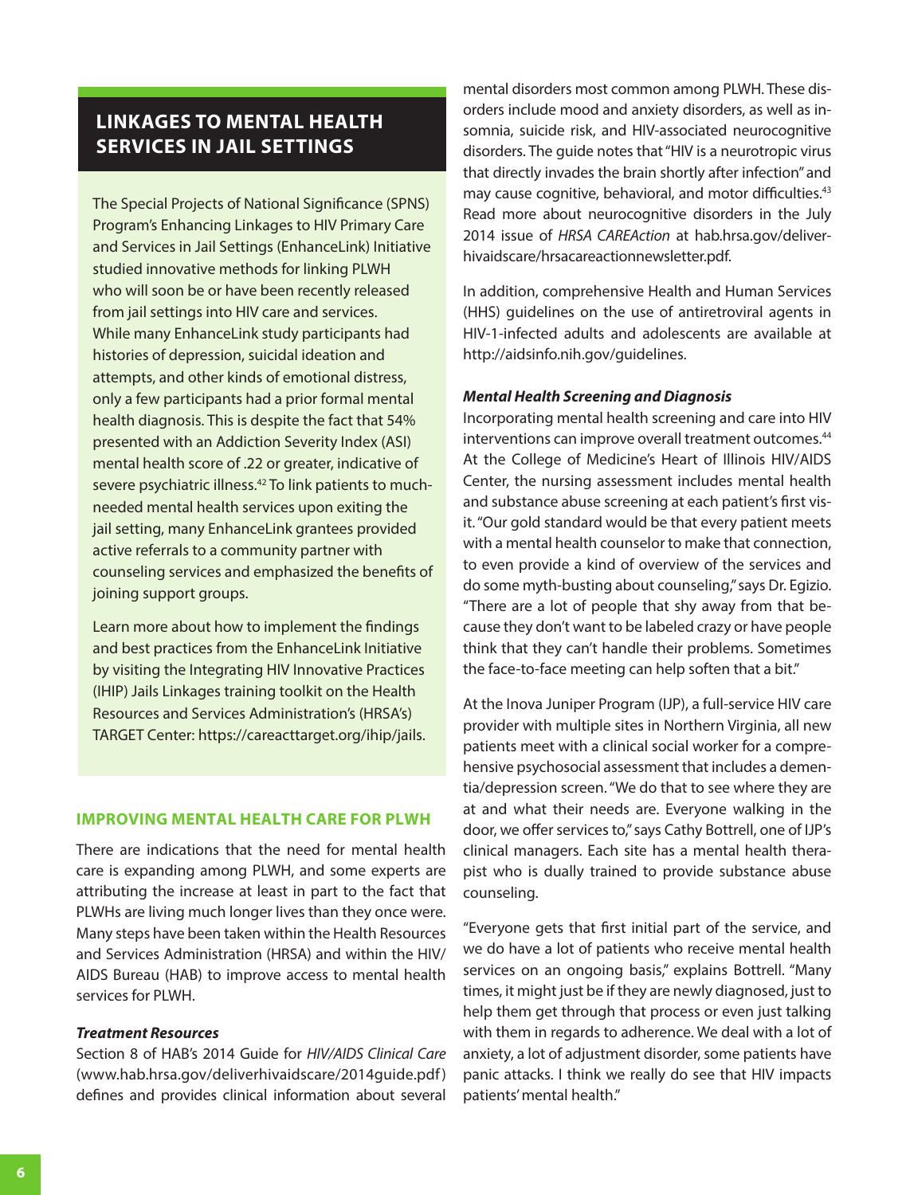## LINKAGES TO MENTAL HEALTH SERVICES IN JAIL SETTINGS

The Special Projects of National Significance (SPNS) Program's Enhancing Linkages to HIV Primary Care and Services in Jail Settings (EnhanceLink) Initiative studied innovative methods for linking PLWH who will soon be or have been recently released from jail settings into HIV care and services. While many EnhanceLink study participants had histories of depression, suicidal ideation and attempts, and other kinds of emotional distress, only a few participants had a prior formal mental health diagnosis. This is despite the fact that 54% presented with an Addiction Severity Index (ASI) mental health score of .22 or greater, indicative of severe psychiatric illness.[42] To link patients to much-needed mental health services upon exiting the jail setting, many EnhanceLink grantees provided active referrals to a community partner with counseling services and emphasized the benefits of joining support groups.

Learn more about how to implement the findings and best practices from the EnhanceLink Initiative by visiting the Integrating HIV Innovative Practices (IHIP) Jails Linkages training toolkit on the Health Resources and Services Administration's (HRSA's) TARGET Center: https://careacttarget.org/ihip/jails.

## IMPROVING MENTAL HEALTH CARE FOR PLWH

There are indications that the need for mental health care is expanding among PLWH, and some experts are attributing the increase at least in part to the fact that PLWHs are living much longer lives than they once were. Many steps have been taken within the Health Resources and Services Administration (HRSA) and within the HIV/AIDS Bureau (HAB) to improve access to mental health services for PLWH.

### *Treatment Resources*

Section 8 of HAB's 2014 Guide for *HIV/AIDS Clinical Care* (www.hab.hrsa.gov/deliverhivaidscare/2014guide.pdf) defines and provides clinical information about several mental disorders most common among PLWH. These disorders include mood and anxiety disorders, as well as insomnia, suicide risk, and HIV-associated neurocognitive disorders. The guide notes that "HIV is a neurotropic virus that directly invades the brain shortly after infection" and may cause cognitive, behavioral, and motor difficulties.[43] Read more about neurocognitive disorders in the July 2014 issue of *HRSA CAREAction* at hab.hrsa.gov/deliverhivaidscare/hrsacareactionnewsletter.pdf.

In addition, comprehensive Health and Human Services (HHS) guidelines on the use of antiretroviral agents in HIV-1-infected adults and adolescents are available at http://aidsinfo.nih.gov/guidelines.

### *Mental Health Screening and Diagnosis*

Incorporating mental health screening and care into HIV interventions can improve overall treatment outcomes.[44] At the College of Medicine's Heart of Illinois HIV/AIDS Center, the nursing assessment includes mental health and substance abuse screening at each patient's first visit. "Our gold standard would be that every patient meets with a mental health counselor to make that connection, to even provide a kind of overview of the services and do some myth-busting about counseling," says Dr. Egizio. "There are a lot of people that shy away from that because they don't want to be labeled crazy or have people think that they can't handle their problems. Sometimes the face-to-face meeting can help soften that a bit."

At the Inova Juniper Program (IJP), a full-service HIV care provider with multiple sites in Northern Virginia, all new patients meet with a clinical social worker for a comprehensive psychosocial assessment that includes a dementia/depression screen. "We do that to see where they are at and what their needs are. Everyone walking in the door, we offer services to," says Cathy Bottrell, one of IJP's clinical managers. Each site has a mental health therapist who is dually trained to provide substance abuse counseling.

"Everyone gets that first initial part of the service, and we do have a lot of patients who receive mental health services on an ongoing basis," explains Bottrell. "Many times, it might just be if they are newly diagnosed, just to help them get through that process or even just talking with them in regards to adherence. We deal with a lot of anxiety, a lot of adjustment disorder, some patients have panic attacks. I think we really do see that HIV impacts patients' mental health."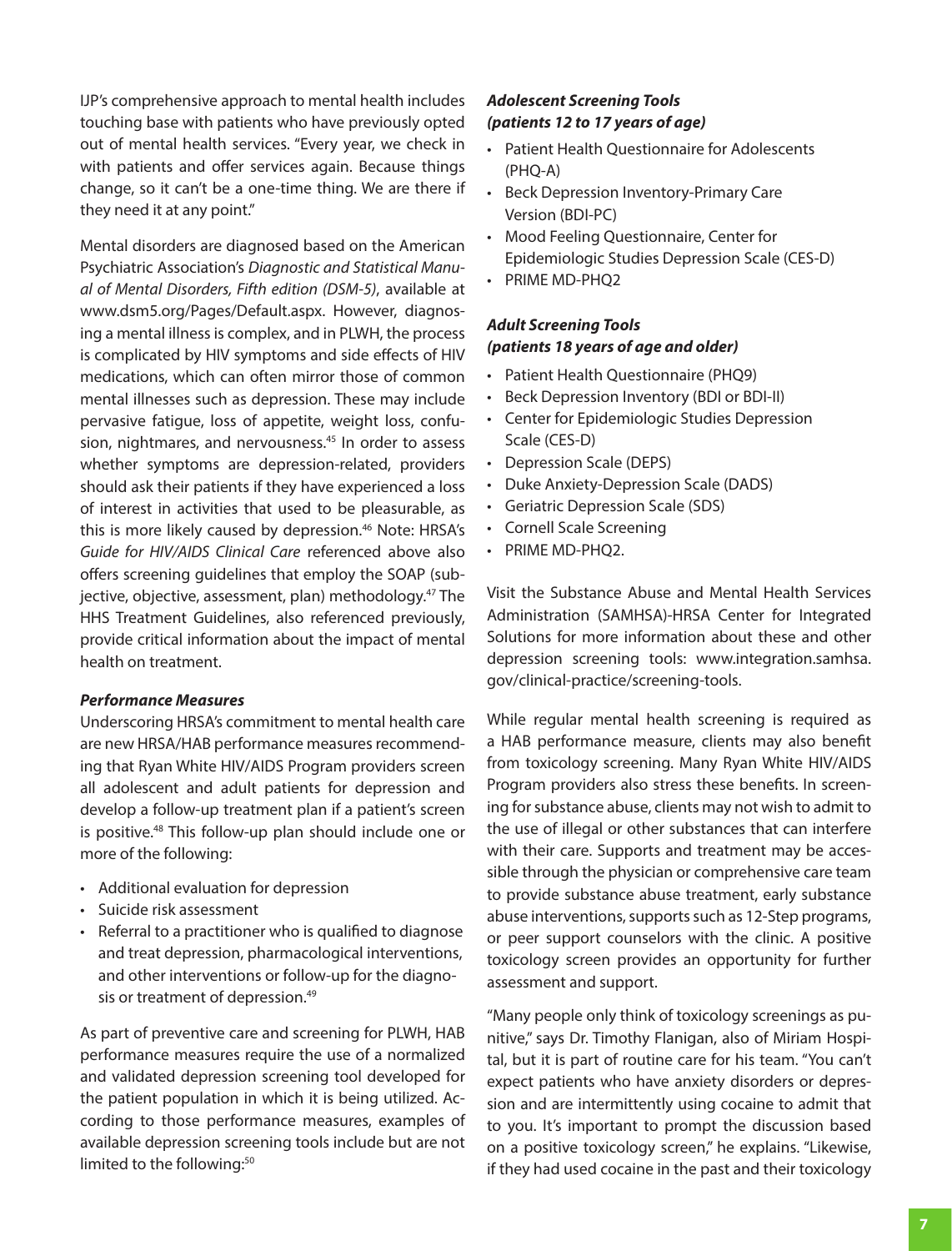IJP's comprehensive approach to mental health includes touching base with patients who have previously opted out of mental health services. "Every year, we check in with patients and offer services again. Because things change, so it can't be a one-time thing. We are there if they need it at any point."

Mental disorders are diagnosed based on the American Psychiatric Association's *Diagnostic and Statistical Manual of Mental Disorders, Fifth edition (DSM-5)*, available at www.dsm5.org/Pages/Default.aspx. However, diagnosing a mental illness is complex, and in PLWH, the process is complicated by HIV symptoms and side effects of HIV medications, which can often mirror those of common mental illnesses such as depression. These may include pervasive fatigue, loss of appetite, weight loss, confusion, nightmares, and nervousness.[45] In order to assess whether symptoms are depression-related, providers should ask their patients if they have experienced a loss of interest in activities that used to be pleasurable, as this is more likely caused by depression.[46] Note: HRSA's *Guide for HIV/AIDS Clinical Care* referenced above also offers screening guidelines that employ the SOAP (subjective, objective, assessment, plan) methodology.[47] The HHS Treatment Guidelines, also referenced previously, provide critical information about the impact of mental health on treatment.

#### *Performance Measures*

Underscoring HRSA's commitment to mental health care are new HRSA/HAB performance measures recommending that Ryan White HIV/AIDS Program providers screen all adolescent and adult patients for depression and develop a follow-up treatment plan if a patient's screen is positive.[48] This follow-up plan should include one or more of the following:

- Additional evaluation for depression
- Suicide risk assessment
- Referral to a practitioner who is qualified to diagnose and treat depression, pharmacological interventions, and other interventions or follow-up for the diagnosis or treatment of depression.[49]

As part of preventive care and screening for PLWH, HAB performance measures require the use of a normalized and validated depression screening tool developed for the patient population in which it is being utilized. According to those performance measures, examples of available depression screening tools include but are not limited to the following:[50]

#### *Adolescent Screening Tools (patients 12 to 17 years of age)*

- Patient Health Questionnaire for Adolescents (PHQ-A)
- Beck Depression Inventory-Primary Care Version (BDI-PC)
- Mood Feeling Questionnaire, Center for Epidemiologic Studies Depression Scale (CES-D)
- PRIME MD-PHQ2

#### *Adult Screening Tools (patients 18 years of age and older)*

- Patient Health Questionnaire (PHQ9)
- Beck Depression Inventory (BDI or BDI-II)
- Center for Epidemiologic Studies Depression Scale (CES-D)
- Depression Scale (DEPS)
- Duke Anxiety-Depression Scale (DADS)
- Geriatric Depression Scale (SDS)
- Cornell Scale Screening
- PRIME MD-PHQ2.

Visit the Substance Abuse and Mental Health Services Administration (SAMHSA)-HRSA Center for Integrated Solutions for more information about these and other depression screening tools: www.integration.samhsa.gov/clinical-practice/screening-tools.

While regular mental health screening is required as a HAB performance measure, clients may also benefit from toxicology screening. Many Ryan White HIV/AIDS Program providers also stress these benefits. In screening for substance abuse, clients may not wish to admit to the use of illegal or other substances that can interfere with their care. Supports and treatment may be accessible through the physician or comprehensive care team to provide substance abuse treatment, early substance abuse interventions, supports such as 12-Step programs, or peer support counselors with the clinic. A positive toxicology screen provides an opportunity for further assessment and support.

"Many people only think of toxicology screenings as punitive," says Dr. Timothy Flanigan, also of Miriam Hospital, but it is part of routine care for his team. "You can't expect patients who have anxiety disorders or depression and are intermittently using cocaine to admit that to you. It's important to prompt the discussion based on a positive toxicology screen," he explains. "Likewise, if they had used cocaine in the past and their toxicology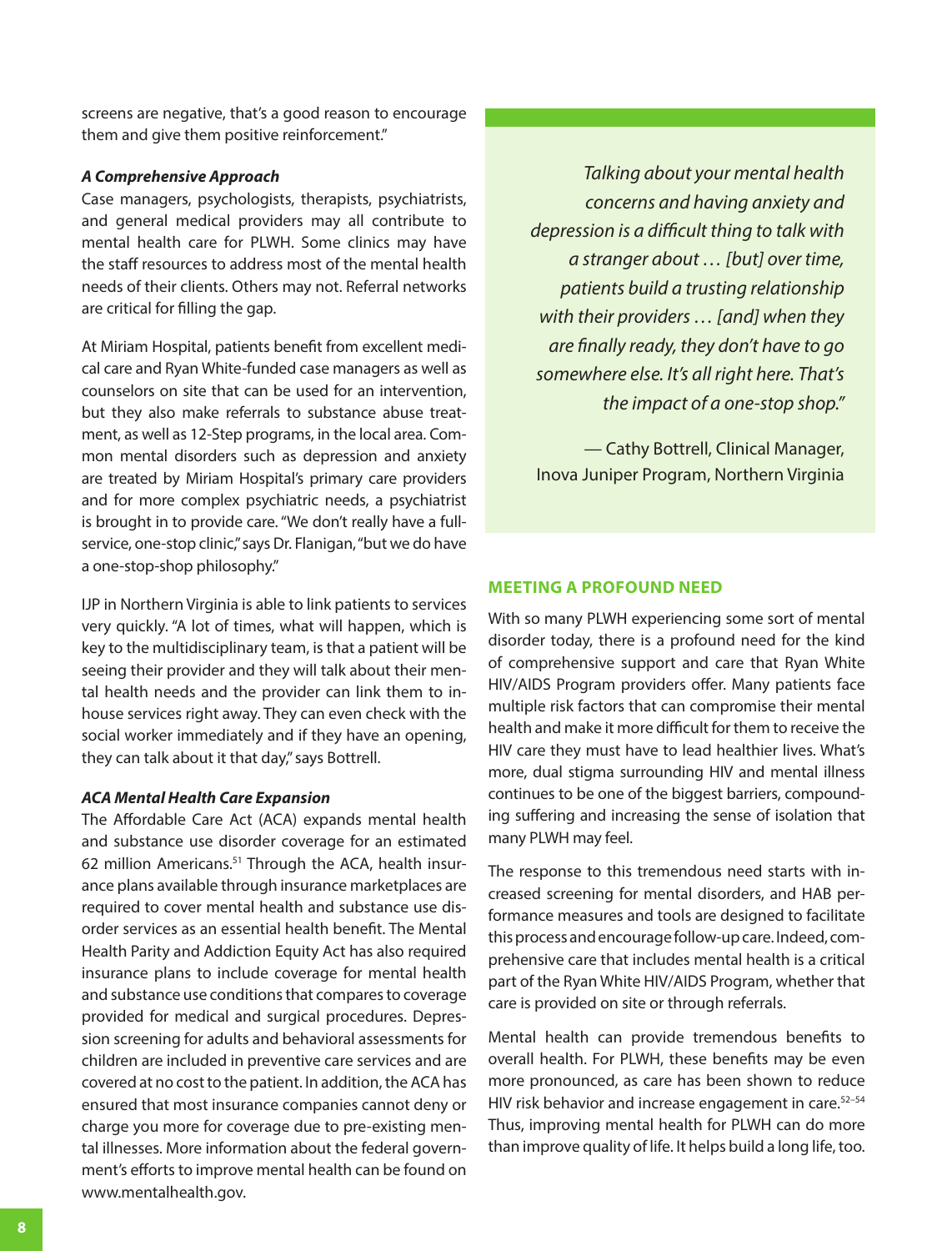screens are negative, that's a good reason to encourage them and give them positive reinforcement."

***A Comprehensive Approach***

Case managers, psychologists, therapists, psychiatrists, and general medical providers may all contribute to mental health care for PLWH. Some clinics may have the staff resources to address most of the mental health needs of their clients. Others may not. Referral networks are critical for filling the gap.

At Miriam Hospital, patients benefit from excellent medical care and Ryan White-funded case managers as well as counselors on site that can be used for an intervention, but they also make referrals to substance abuse treatment, as well as 12-Step programs, in the local area. Common mental disorders such as depression and anxiety are treated by Miriam Hospital's primary care providers and for more complex psychiatric needs, a psychiatrist is brought in to provide care. "We don't really have a full-service, one-stop clinic," says Dr. Flanigan, "but we do have a one-stop-shop philosophy."

IJP in Northern Virginia is able to link patients to services very quickly. "A lot of times, what will happen, which is key to the multidisciplinary team, is that a patient will be seeing their provider and they will talk about their mental health needs and the provider can link them to in-house services right away. They can even check with the social worker immediately and if they have an opening, they can talk about it that day," says Bottrell.

***ACA Mental Health Care Expansion***

The Affordable Care Act (ACA) expands mental health and substance use disorder coverage for an estimated 62 million Americans.[51] Through the ACA, health insurance plans available through insurance marketplaces are required to cover mental health and substance use disorder services as an essential health benefit. The Mental Health Parity and Addiction Equity Act has also required insurance plans to include coverage for mental health and substance use conditions that compares to coverage provided for medical and surgical procedures. Depression screening for adults and behavioral assessments for children are included in preventive care services and are covered at no cost to the patient. In addition, the ACA has ensured that most insurance companies cannot deny or charge you more for coverage due to pre-existing mental illnesses. More information about the federal government's efforts to improve mental health can be found on www.mentalhealth.gov.

> *Talking about your mental health concerns and having anxiety and depression is a difficult thing to talk with a stranger about … [but] over time, patients build a trusting relationship with their providers … [and] when they are finally ready, they don't have to go somewhere else. It's all right here. That's the impact of a one-stop shop."*
>
> — Cathy Bottrell, Clinical Manager, Inova Juniper Program, Northern Virginia

## MEETING A PROFOUND NEED

With so many PLWH experiencing some sort of mental disorder today, there is a profound need for the kind of comprehensive support and care that Ryan White HIV/AIDS Program providers offer. Many patients face multiple risk factors that can compromise their mental health and make it more difficult for them to receive the HIV care they must have to lead healthier lives. What's more, dual stigma surrounding HIV and mental illness continues to be one of the biggest barriers, compounding suffering and increasing the sense of isolation that many PLWH may feel.

The response to this tremendous need starts with increased screening for mental disorders, and HAB performance measures and tools are designed to facilitate this process and encourage follow-up care. Indeed, comprehensive care that includes mental health is a critical part of the Ryan White HIV/AIDS Program, whether that care is provided on site or through referrals.

Mental health can provide tremendous benefits to overall health. For PLWH, these benefits may be even more pronounced, as care has been shown to reduce HIV risk behavior and increase engagement in care.[52–54] Thus, improving mental health for PLWH can do more than improve quality of life. It helps build a long life, too.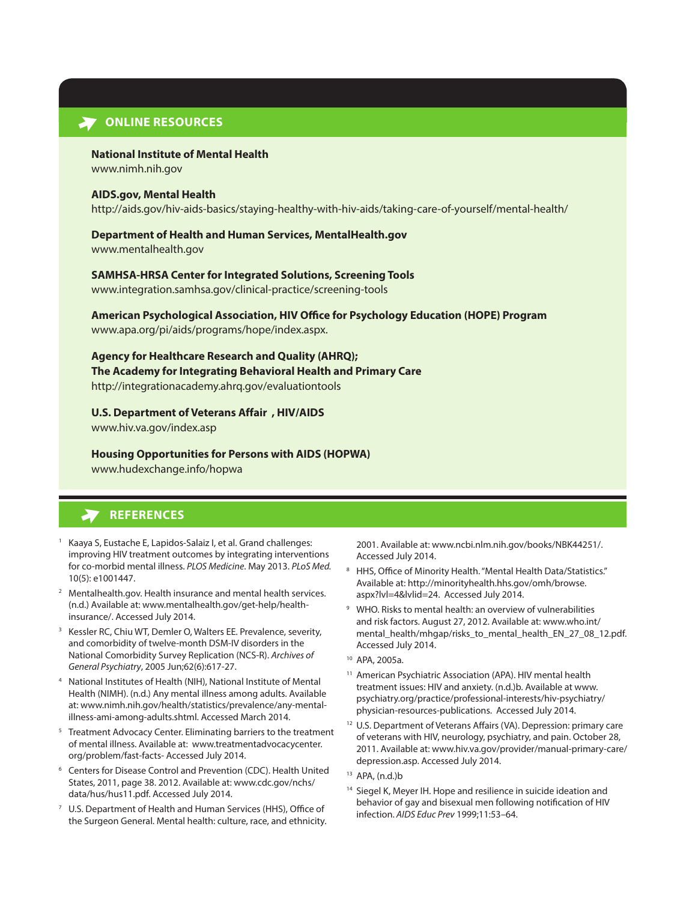## ONLINE RESOURCES

**National Institute of Mental Health**
www.nimh.nih.gov

**AIDS.gov, Mental Health**
http://aids.gov/hiv-aids-basics/staying-healthy-with-hiv-aids/taking-care-of-yourself/mental-health/

**Department of Health and Human Services, MentalHealth.gov**
www.mentalhealth.gov

**SAMHSA-HRSA Center for Integrated Solutions, Screening Tools**
www.integration.samhsa.gov/clinical-practice/screening-tools

**American Psychological Association, HIV Office for Psychology Education (HOPE) Program**
www.apa.org/pi/aids/programs/hope/index.aspx.

**Agency for Healthcare Research and Quality (AHRQ);**
**The Academy for Integrating Behavioral Health and Primary Care**
http://integrationacademy.ahrq.gov/evaluationtools

**U.S. Department of Veterans Affair , HIV/AIDS**
www.hiv.va.gov/index.asp

**Housing Opportunities for Persons with AIDS (HOPWA)**
www.hudexchange.info/hopwa

## REFERENCES

1. Kaaya S, Eustache E, Lapidos-Salaiz I, et al. Grand challenges: improving HIV treatment outcomes by integrating interventions for co-morbid mental illness. *PLOS Medicine*. May 2013. *PLoS Med.* 10(5): e1001447.
2. Mentalhealth.gov. Health insurance and mental health services. (n.d.) Available at: www.mentalhealth.gov/get-help/health-insurance/. Accessed July 2014.
3. Kessler RC, Chiu WT, Demler O, Walters EE. Prevalence, severity, and comorbidity of twelve-month DSM-IV disorders in the National Comorbidity Survey Replication (NCS-R). *Archives of General Psychiatry*, 2005 Jun;62(6):617-27.
4. National Institutes of Health (NIH), National Institute of Mental Health (NIMH). (n.d.) Any mental illness among adults. Available at: www.nimh.nih.gov/health/statistics/prevalence/any-mental-illness-ami-among-adults.shtml. Accessed March 2014.
5. Treatment Advocacy Center. Eliminating barriers to the treatment of mental illness. Available at: www.treatmentadvocacycenter.org/problem/fast-facts- Accessed July 2014.
6. Centers for Disease Control and Prevention (CDC). Health United States, 2011, page 38. 2012. Available at: www.cdc.gov/nchs/data/hus/hus11.pdf. Accessed July 2014.
7. U.S. Department of Health and Human Services (HHS), Office of the Surgeon General. Mental health: culture, race, and ethnicity. 2001. Available at: www.ncbi.nlm.nih.gov/books/NBK44251/. Accessed July 2014.
8. HHS, Office of Minority Health. "Mental Health Data/Statistics." Available at: http://minorityhealth.hhs.gov/omh/browse.aspx?lvl=4&lvlid=24. Accessed July 2014.
9. WHO. Risks to mental health: an overview of vulnerabilities and risk factors. August 27, 2012. Available at: www.who.int/mental_health/mhgap/risks_to_mental_health_EN_27_08_12.pdf. Accessed July 2014.
10. APA, 2005a.
11. American Psychiatric Association (APA). HIV mental health treatment issues: HIV and anxiety. (n.d.)b. Available at www.psychiatry.org/practice/professional-interests/hiv-psychiatry/physician-resources-publications. Accessed July 2014.
12. U.S. Department of Veterans Affairs (VA). Depression: primary care of veterans with HIV, neurology, psychiatry, and pain. October 28, 2011. Available at: www.hiv.va.gov/provider/manual-primary-care/depression.asp. Accessed July 2014.
13. APA, (n.d.)b
14. Siegel K, Meyer IH. Hope and resilience in suicide ideation and behavior of gay and bisexual men following notification of HIV infection. *AIDS Educ Prev* 1999;11:53–64.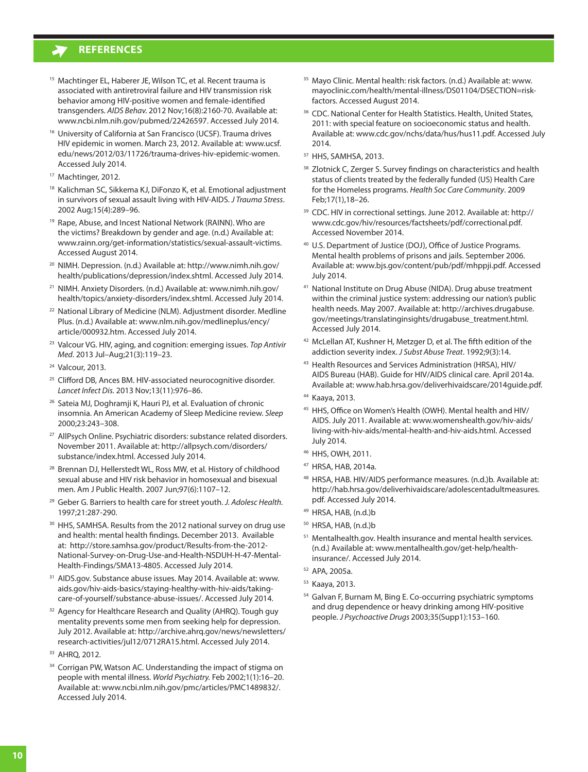## REFERENCES

15. Machtinger EL, Haberer JE, Wilson TC, et al. Recent trauma is associated with antiretroviral failure and HIV transmission risk behavior among HIV-positive women and female-identified transgenders. *AIDS Behav.* 2012 Nov;16(8):2160-70. Available at: www.ncbi.nlm.nih.gov/pubmed/22426597. Accessed July 2014.
16. University of California at San Francisco (UCSF). Trauma drives HIV epidemic in women. March 23, 2012. Available at: www.ucsf.edu/news/2012/03/11726/trauma-drives-hiv-epidemic-women. Accessed July 2014.
17. Machtinger, 2012.
18. Kalichman SC, Sikkema KJ, DiFonzo K, et al. Emotional adjustment in survivors of sexual assault living with HIV-AIDS. *J Trauma Stress*. 2002 Aug;15(4):289–96.
19. Rape, Abuse, and Incest National Network (RAINN). Who are the victims? Breakdown by gender and age. (n.d.) Available at: www.rainn.org/get-information/statistics/sexual-assault-victims. Accessed August 2014.
20. NIMH. Depression. (n.d.) Available at: http://www.nimh.nih.gov/health/publications/depression/index.shtml. Accessed July 2014.
21. NIMH. Anxiety Disorders. (n.d.) Available at: www.nimh.nih.gov/health/topics/anxiety-disorders/index.shtml. Accessed July 2014.
22. National Library of Medicine (NLM). Adjustment disorder. Medline Plus. (n.d.) Available at: www.nlm.nih.gov/medlineplus/ency/article/000932.htm. Accessed July 2014.
23. Valcour VG. HIV, aging, and cognition: emerging issues. *Top Antivir Med*. 2013 Jul–Aug;21(3):119–23.
24. Valcour, 2013.
25. Clifford DB, Ances BM. HIV-associated neurocognitive disorder. *Lancet Infect Dis.* 2013 Nov;13(11):976–86.
26. Sateia MJ, Doghramji K, Hauri PJ, et al. Evaluation of chronic insomnia. An American Academy of Sleep Medicine review. *Sleep* 2000;23:243–308.
27. AllPsych Online. Psychiatric disorders: substance related disorders. November 2011. Available at: http://allpsych.com/disorders/substance/index.html. Accessed July 2014.
28. Brennan DJ, Hellerstedt WL, Ross MW, et al. History of childhood sexual abuse and HIV risk behavior in homosexual and bisexual men. Am J Public Health. 2007 Jun;97(6):1107–12.
29. Geber G. Barriers to health care for street youth. *J. Adolesc Health.* 1997;21:287-290.
30. HHS, SAMHSA. Results from the 2012 national survey on drug use and health: mental health findings. December 2013. Available at: http://store.samhsa.gov/product/Results-from-the-2012-National-Survey-on-Drug-Use-and-Health-NSDUH-H-47-Mental-Health-Findings/SMA13-4805. Accessed July 2014.
31. AIDS.gov. Substance abuse issues. May 2014. Available at: www.aids.gov/hiv-aids-basics/staying-healthy-with-hiv-aids/taking-care-of-yourself/substance-abuse-issues/. Accessed July 2014.
32. Agency for Healthcare Research and Quality (AHRQ). Tough guy mentality prevents some men from seeking help for depression. July 2012. Available at: http://archive.ahrq.gov/news/newsletters/research-activities/jul12/0712RA15.html. Accessed July 2014.
33. AHRQ, 2012.
34. Corrigan PW, Watson AC. Understanding the impact of stigma on people with mental illness. *World Psychiatry.* Feb 2002;1(1):16–20. Available at: www.ncbi.nlm.nih.gov/pmc/articles/PMC1489832/. Accessed July 2014.
35. Mayo Clinic. Mental health: risk factors. (n.d.) Available at: www.mayoclinic.com/health/mental-illness/DS01104/DSECTION=risk-factors. Accessed August 2014.
36. CDC. National Center for Health Statistics. Health, United States, 2011: with special feature on socioeconomic status and health. Available at: www.cdc.gov/nchs/data/hus/hus11.pdf. Accessed July 2014.
37. HHS, SAMHSA, 2013.
38. Zlotnick C, Zerger S. Survey findings on characteristics and health status of clients treated by the federally funded (US) Health Care for the Homeless programs. *Health Soc Care Community*. 2009 Feb;17(1),18–26.
39. CDC. HIV in correctional settings. June 2012. Available at: http://www.cdc.gov/hiv/resources/factsheets/pdf/correctional.pdf. Accessed November 2014.
40. U.S. Department of Justice (DOJ), Office of Justice Programs. Mental health problems of prisons and jails. September 2006. Available at: www.bjs.gov/content/pub/pdf/mhppji.pdf. Accessed July 2014.
41. National Institute on Drug Abuse (NIDA). Drug abuse treatment within the criminal justice system: addressing our nation's public health needs. May 2007. Available at: http://archives.drugabuse.gov/meetings/translatinginsights/drugabuse_treatment.html. Accessed July 2014.
42. McLellan AT, Kushner H, Metzger D, et al. The fifth edition of the addiction severity index. *J Subst Abuse Treat*. 1992;9(3):14.
43. Health Resources and Services Administration (HRSA), HIV/AIDS Bureau (HAB). Guide for HIV/AIDS clinical care. April 2014a. Available at: www.hab.hrsa.gov/deliverhivaidscare/2014guide.pdf.
44. Kaaya, 2013.
45. HHS, Office on Women's Health (OWH). Mental health and HIV/AIDS. July 2011. Available at: www.womenshealth.gov/hiv-aids/living-with-hiv-aids/mental-health-and-hiv-aids.html. Accessed July 2014.
46. HHS, OWH, 2011.
47. HRSA, HAB, 2014a.
48. HRSA, HAB. HIV/AIDS performance measures. (n.d.)b. Available at: http://hab.hrsa.gov/deliverhivaidscare/adolescentadultmeasures.pdf. Accessed July 2014.
49. HRSA, HAB, (n.d.)b
50. HRSA, HAB, (n.d.)b
51. Mentalhealth.gov. Health insurance and mental health services. (n.d.) Available at: www.mentalhealth.gov/get-help/health-insurance/. Accessed July 2014.
52. APA, 2005a.
53. Kaaya, 2013.
54. Galvan F, Burnam M, Bing E. Co-occurring psychiatric symptoms and drug dependence or heavy drinking among HIV-positive people. *J Psychoactive Drugs* 2003;35(Supp1):153–160.